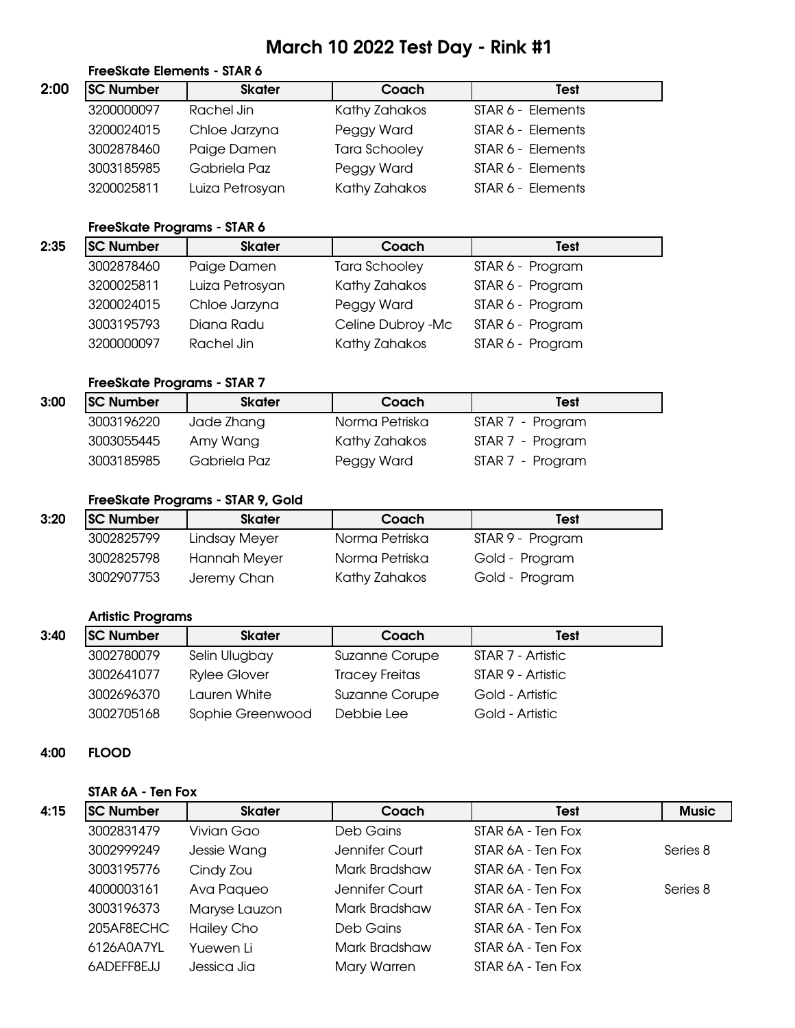# March 10 2022 Test Day - Rink #1

**2:00** **FreeSkate Elements - STAR 6**

| SC Number | Skater | Coach | Test |
|---|---|---|---|
| 3200000097 | Rachel Jin | Kathy Zahakos | STAR 6 - Elements |
| 3200024015 | Chloe Jarzyna | Peggy Ward | STAR 6 - Elements |
| 3002878460 | Paige Damen | Tara Schooley | STAR 6 - Elements |
| 3003185985 | Gabriela Paz | Peggy Ward | STAR 6 - Elements |
| 3200025811 | Luiza Petrosyan | Kathy Zahakos | STAR 6 - Elements |

**2:35** **FreeSkate Programs - STAR 6**

| SC Number | Skater | Coach | Test |
|---|---|---|---|
| 3002878460 | Paige Damen | Tara Schooley | STAR 6 - Program |
| 3200025811 | Luiza Petrosyan | Kathy Zahakos | STAR 6 - Program |
| 3200024015 | Chloe Jarzyna | Peggy Ward | STAR 6 - Program |
| 3003195793 | Diana Radu | Celine Dubroy -Mc | STAR 6 - Program |
| 3200000097 | Rachel Jin | Kathy Zahakos | STAR 6 - Program |

**3:00** **FreeSkate Programs - STAR 7**

| SC Number | Skater | Coach | Test |
|---|---|---|---|
| 3003196220 | Jade Zhang | Norma Petriska | STAR 7 - Program |
| 3003055445 | Amy Wang | Kathy Zahakos | STAR 7 - Program |
| 3003185985 | Gabriela Paz | Peggy Ward | STAR 7 - Program |

**3:20** **FreeSkate Programs - STAR 9, Gold**

| SC Number | Skater | Coach | Test |
|---|---|---|---|
| 3002825799 | Lindsay Meyer | Norma Petriska | STAR 9 - Program |
| 3002825798 | Hannah Meyer | Norma Petriska | Gold - Program |
| 3002907753 | Jeremy Chan | Kathy Zahakos | Gold - Program |

**3:40** **Artistic Programs**

| SC Number | Skater | Coach | Test |
|---|---|---|---|
| 3002780079 | Selin Ulugbay | Suzanne Corupe | STAR 7 - Artistic |
| 3002641077 | Rylee Glover | Tracey Freitas | STAR 9 - Artistic |
| 3002696370 | Lauren White | Suzanne Corupe | Gold - Artistic |
| 3002705168 | Sophie Greenwood | Debbie Lee | Gold - Artistic |

**4:00** **FLOOD**

**4:15** **STAR 6A - Ten Fox**

| SC Number | Skater | Coach | Test | Music |
|---|---|---|---|---|
| 3002831479 | Vivian Gao | Deb Gains | STAR 6A - Ten Fox | |
| 3002999249 | Jessie Wang | Jennifer Court | STAR 6A - Ten Fox | Series 8 |
| 3003195776 | Cindy Zou | Mark Bradshaw | STAR 6A - Ten Fox | |
| 4000003161 | Ava Paqueo | Jennifer Court | STAR 6A - Ten Fox | Series 8 |
| 3003196373 | Maryse Lauzon | Mark Bradshaw | STAR 6A - Ten Fox | |
| 205AF8ECHC | Hailey Cho | Deb Gains | STAR 6A - Ten Fox | |
| 6126A0A7YL | Yuewen Li | Mark Bradshaw | STAR 6A - Ten Fox | |
| 6ADEFF8EJJ | Jessica Jia | Mary Warren | STAR 6A - Ten Fox | |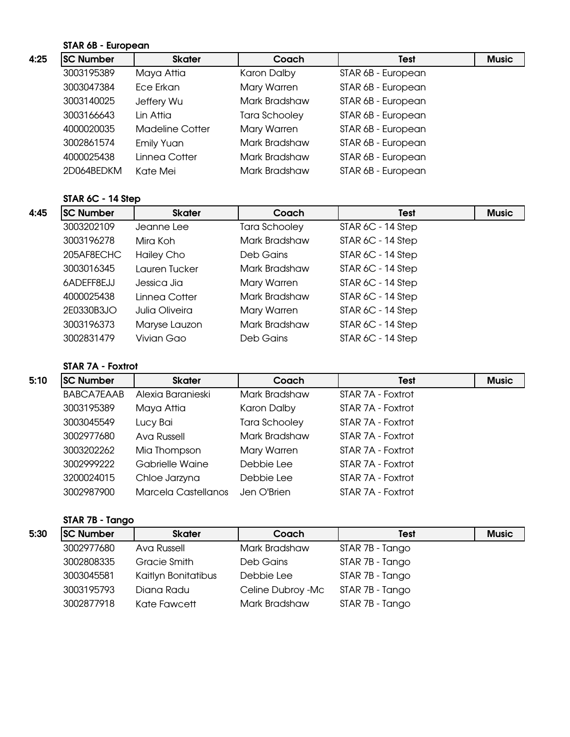### STAR 6B - European

4:25

| SC Number | Skater | Coach | Test | Music |
|---|---|---|---|---|
| 3003195389 | Maya Attia | Karon Dalby | STAR 6B - European | |
| 3003047384 | Ece Erkan | Mary Warren | STAR 6B - European | |
| 3003140025 | Jeffery Wu | Mark Bradshaw | STAR 6B - European | |
| 3003166643 | Lin Attia | Tara Schooley | STAR 6B - European | |
| 4000020035 | Madeline Cotter | Mary Warren | STAR 6B - European | |
| 3002861574 | Emily Yuan | Mark Bradshaw | STAR 6B - European | |
| 4000025438 | Linnea Cotter | Mark Bradshaw | STAR 6B - European | |
| 2D064BEDKM | Kate Mei | Mark Bradshaw | STAR 6B - European | |

### STAR 6C - 14 Step

4:45

| SC Number | Skater | Coach | Test | Music |
|---|---|---|---|---|
| 3003202109 | Jeanne Lee | Tara Schooley | STAR 6C - 14 Step | |
| 3003196278 | Mira Koh | Mark Bradshaw | STAR 6C - 14 Step | |
| 205AF8ECHC | Hailey Cho | Deb Gains | STAR 6C - 14 Step | |
| 3003016345 | Lauren Tucker | Mark Bradshaw | STAR 6C - 14 Step | |
| 6ADEFF8EJJ | Jessica Jia | Mary Warren | STAR 6C - 14 Step | |
| 4000025438 | Linnea Cotter | Mark Bradshaw | STAR 6C - 14 Step | |
| 2E0330B3JO | Julia Oliveira | Mary Warren | STAR 6C - 14 Step | |
| 3003196373 | Maryse Lauzon | Mark Bradshaw | STAR 6C - 14 Step | |
| 3002831479 | Vivian Gao | Deb Gains | STAR 6C - 14 Step | |

### STAR 7A - Foxtrot

5:10

| SC Number | Skater | Coach | Test | Music |
|---|---|---|---|---|
| BABCA7EAAB | Alexia Baranieski | Mark Bradshaw | STAR 7A - Foxtrot | |
| 3003195389 | Maya Attia | Karon Dalby | STAR 7A - Foxtrot | |
| 3003045549 | Lucy Bai | Tara Schooley | STAR 7A - Foxtrot | |
| 3002977680 | Ava Russell | Mark Bradshaw | STAR 7A - Foxtrot | |
| 3003202262 | Mia Thompson | Mary Warren | STAR 7A - Foxtrot | |
| 3002999222 | Gabrielle Waine | Debbie Lee | STAR 7A - Foxtrot | |
| 3200024015 | Chloe Jarzyna | Debbie Lee | STAR 7A - Foxtrot | |
| 3002987900 | Marcela Castellanos | Jen O'Brien | STAR 7A - Foxtrot | |

### STAR 7B - Tango

5:30

| SC Number | Skater | Coach | Test | Music |
|---|---|---|---|---|
| 3002977680 | Ava Russell | Mark Bradshaw | STAR 7B - Tango | |
| 3002808335 | Gracie Smith | Deb Gains | STAR 7B - Tango | |
| 3003045581 | Kaitlyn Bonitatibus | Debbie Lee | STAR 7B - Tango | |
| 3003195793 | Diana Radu | Celine Dubroy -Mc | STAR 7B - Tango | |
| 3002877918 | Kate Fawcett | Mark Bradshaw | STAR 7B - Tango | |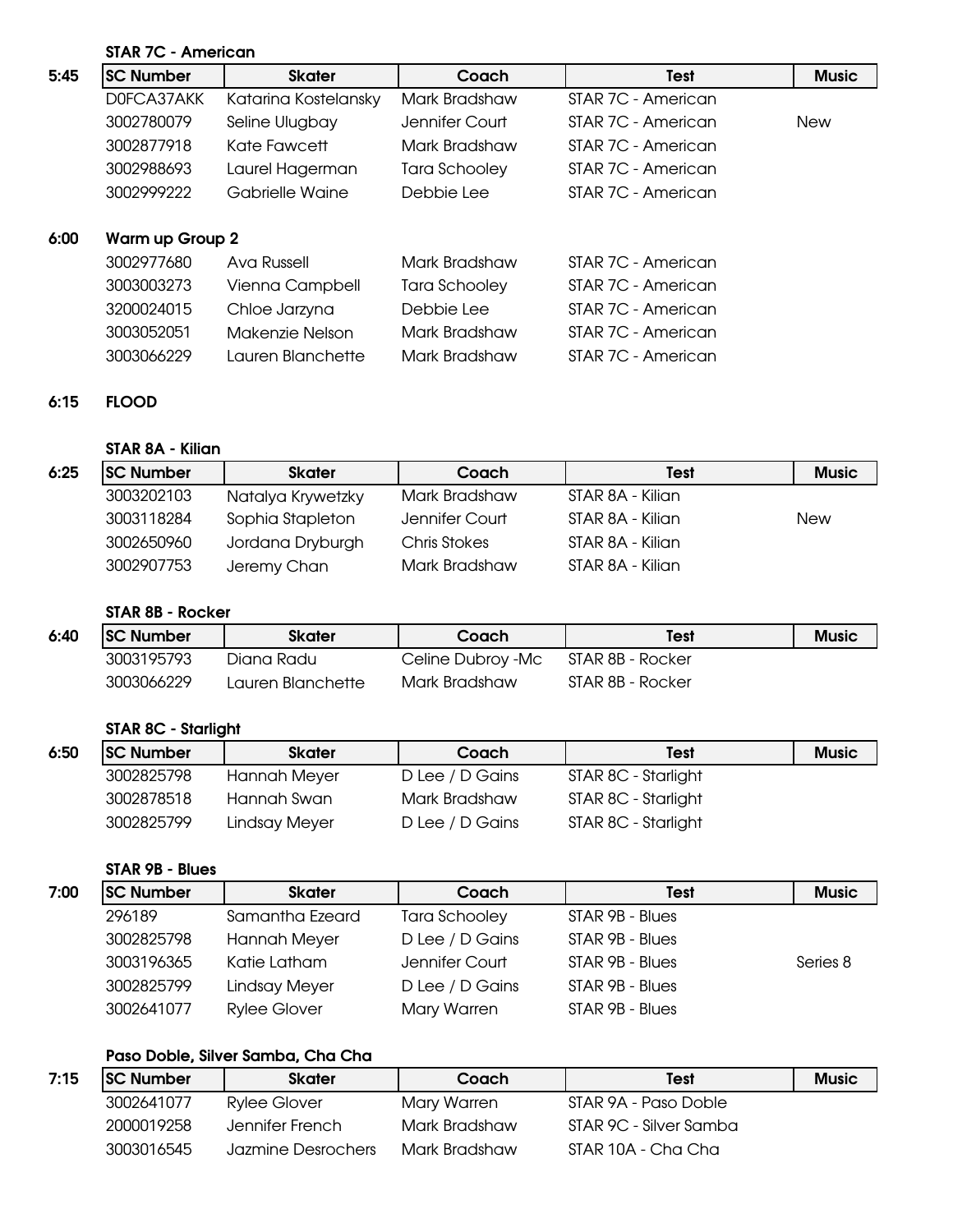### STAR 7C - American

**5:45**

| SC Number | Skater | Coach | Test | Music |
|---|---|---|---|---|
| D0FCA37AKK | Katarina Kostelansky | Mark Bradshaw | STAR 7C - American | |
| 3002780079 | Seline Ulugbay | Jennifer Court | STAR 7C - American | New |
| 3002877918 | Kate Fawcett | Mark Bradshaw | STAR 7C - American | |
| 3002988693 | Laurel Hagerman | Tara Schooley | STAR 7C - American | |
| 3002999222 | Gabrielle Waine | Debbie Lee | STAR 7C - American | |

**6:00** **Warm up Group 2**

| SC Number | Skater | Coach | Test | Music |
|---|---|---|---|---|
| 3002977680 | Ava Russell | Mark Bradshaw | STAR 7C - American | |
| 3003003273 | Vienna Campbell | Tara Schooley | STAR 7C - American | |
| 3200024015 | Chloe Jarzyna | Debbie Lee | STAR 7C - American | |
| 3003052051 | Makenzie Nelson | Mark Bradshaw | STAR 7C - American | |
| 3003066229 | Lauren Blanchette | Mark Bradshaw | STAR 7C - American | |

**6:15** **FLOOD**

### STAR 8A - Kilian

**6:25**

| SC Number | Skater | Coach | Test | Music |
|---|---|---|---|---|
| 3003202103 | Natalya Krywetzky | Mark Bradshaw | STAR 8A - Kilian | |
| 3003118284 | Sophia Stapleton | Jennifer Court | STAR 8A - Kilian | New |
| 3002650960 | Jordana Dryburgh | Chris Stokes | STAR 8A - Kilian | |
| 3002907753 | Jeremy Chan | Mark Bradshaw | STAR 8A - Kilian | |

### STAR 8B - Rocker

**6:40**

| SC Number | Skater | Coach | Test | Music |
|---|---|---|---|---|
| 3003195793 | Diana Radu | Celine Dubroy -Mc | STAR 8B - Rocker | |
| 3003066229 | Lauren Blanchette | Mark Bradshaw | STAR 8B - Rocker | |

### STAR 8C - Starlight

**6:50**

| SC Number | Skater | Coach | Test | Music |
|---|---|---|---|---|
| 3002825798 | Hannah Meyer | D Lee / D Gains | STAR 8C - Starlight | |
| 3002878518 | Hannah Swan | Mark Bradshaw | STAR 8C - Starlight | |
| 3002825799 | Lindsay Meyer | D Lee / D Gains | STAR 8C - Starlight | |

### STAR 9B - Blues

**7:00**

| SC Number | Skater | Coach | Test | Music |
|---|---|---|---|---|
| 296189 | Samantha Ezeard | Tara Schooley | STAR 9B - Blues | |
| 3002825798 | Hannah Meyer | D Lee / D Gains | STAR 9B - Blues | |
| 3003196365 | Katie Latham | Jennifer Court | STAR 9B - Blues | Series 8 |
| 3002825799 | Lindsay Meyer | D Lee / D Gains | STAR 9B - Blues | |
| 3002641077 | Rylee Glover | Mary Warren | STAR 9B - Blues | |

### Paso Doble, Silver Samba, Cha Cha

**7:15**

| SC Number | Skater | Coach | Test | Music |
|---|---|---|---|---|
| 3002641077 | Rylee Glover | Mary Warren | STAR 9A - Paso Doble | |
| 2000019258 | Jennifer French | Mark Bradshaw | STAR 9C - Silver Samba | |
| 3003016545 | Jazmine Desrochers | Mark Bradshaw | STAR 10A - Cha Cha | |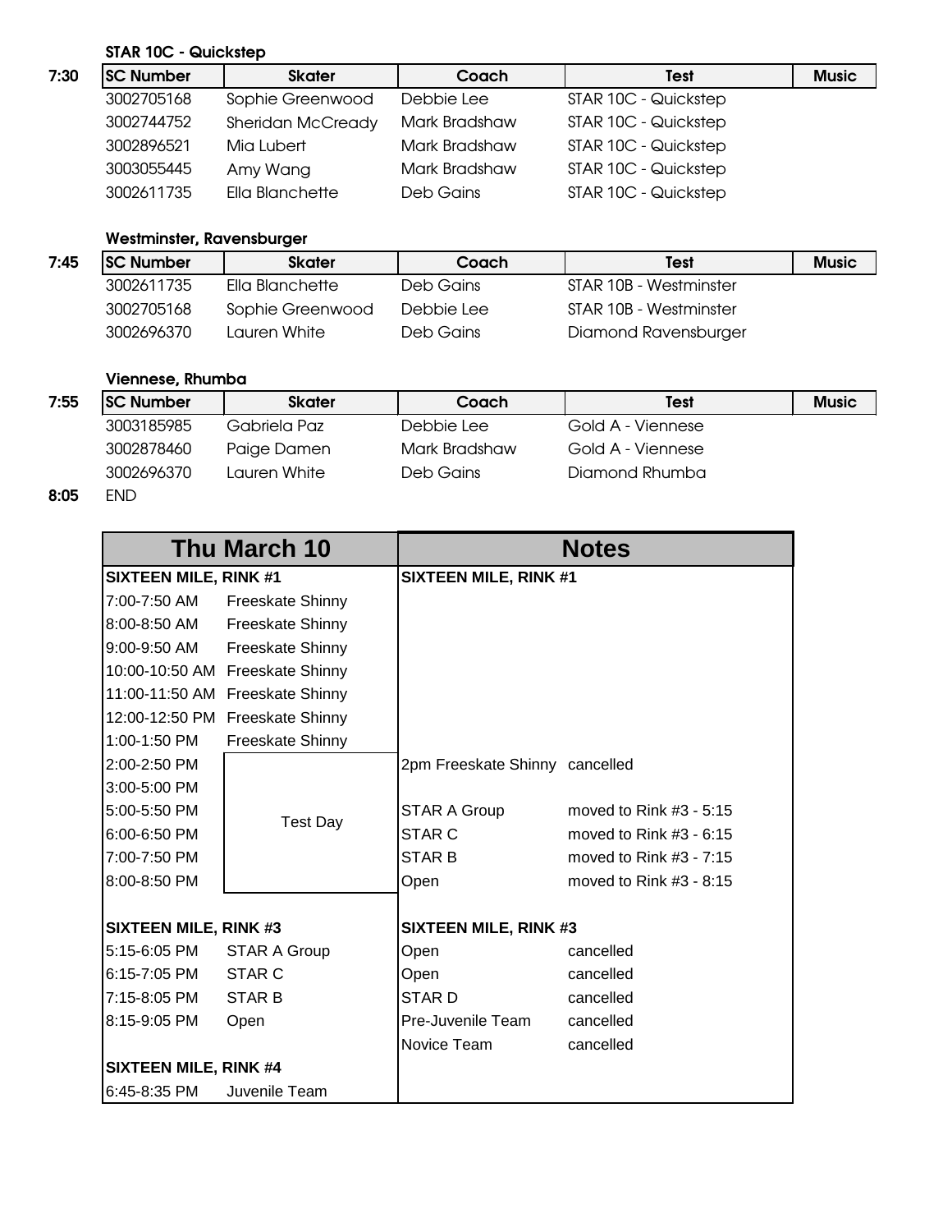### STAR 10C - Quickstep

| | SC Number | Skater | Coach | Test | Music |
|---|---|---|---|---|---|
| 7:30 | 3002705168 | Sophie Greenwood | Debbie Lee | STAR 10C - Quickstep | |
| | 3002744752 | Sheridan McCready | Mark Bradshaw | STAR 10C - Quickstep | |
| | 3002896521 | Mia Lubert | Mark Bradshaw | STAR 10C - Quickstep | |
| | 3003055445 | Amy Wang | Mark Bradshaw | STAR 10C - Quickstep | |
| | 3002611735 | Ella Blanchette | Deb Gains | STAR 10C - Quickstep | |

### Westminster, Ravensburger

| | SC Number | Skater | Coach | Test | Music |
|---|---|---|---|---|---|
| 7:45 | 3002611735 | Ella Blanchette | Deb Gains | STAR 10B - Westminster | |
| | 3002705168 | Sophie Greenwood | Debbie Lee | STAR 10B - Westminster | |
| | 3002696370 | Lauren White | Deb Gains | Diamond Ravensburger | |

### Viennese, Rhumba

| | SC Number | Skater | Coach | Test | Music |
|---|---|---|---|---|---|
| 7:55 | 3003185985 | Gabriela Paz | Debbie Lee | Gold A - Viennese | |
| | 3002878460 | Paige Damen | Mark Bradshaw | Gold A - Viennese | |
| | 3002696370 | Lauren White | Deb Gains | Diamond Rhumba | |

**8:05** END

| Thu March 10 | | Notes | |
|---|---|---|---|
| **SIXTEEN MILE, RINK #1** | | **SIXTEEN MILE, RINK #1** | |
| 7:00-7:50 AM | Freeskate Shinny | | |
| 8:00-8:50 AM | Freeskate Shinny | | |
| 9:00-9:50 AM | Freeskate Shinny | | |
| 10:00-10:50 AM | Freeskate Shinny | | |
| 11:00-11:50 AM | Freeskate Shinny | | |
| 12:00-12:50 PM | Freeskate Shinny | | |
| 1:00-1:50 PM | Freeskate Shinny | | |
| 2:00-2:50 PM | Test Day | 2pm Freeskate Shinny | cancelled |
| 3:00-5:00 PM | | | |
| 5:00-5:50 PM | | STAR A Group | moved to Rink #3 - 5:15 |
| 6:00-6:50 PM | | STAR C | moved to Rink #3 - 6:15 |
| 7:00-7:50 PM | | STAR B | moved to Rink #3 - 7:15 |
| 8:00-8:50 PM | | Open | moved to Rink #3 - 8:15 |
| **SIXTEEN MILE, RINK #3** | | **SIXTEEN MILE, RINK #3** | |
| 5:15-6:05 PM | STAR A Group | Open | cancelled |
| 6:15-7:05 PM | STAR C | Open | cancelled |
| 7:15-8:05 PM | STAR B | STAR D | cancelled |
| 8:15-9:05 PM | Open | Pre-Juvenile Team | cancelled |
| | | Novice Team | cancelled |
| **SIXTEEN MILE, RINK #4** | | | |
| 6:45-8:35 PM | Juvenile Team | | |